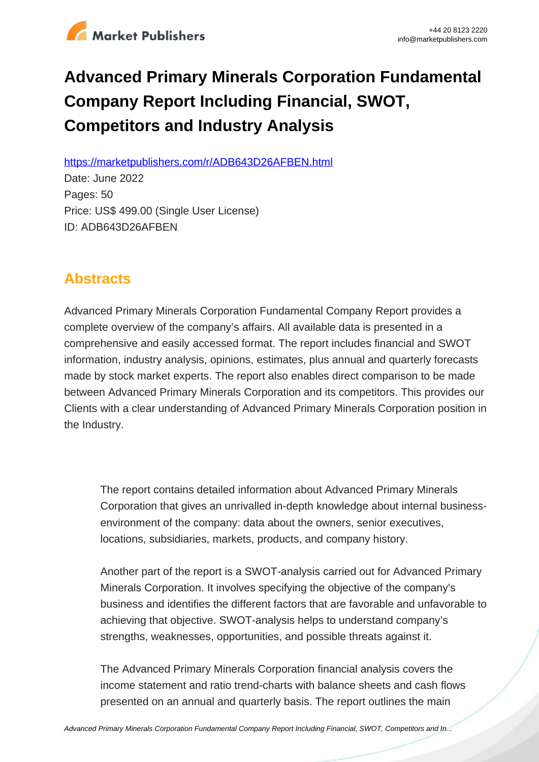# Advanced Primary Minerals Corporation Fundamental Company Report Including Financial, SWOT, Competitors and Industry Analysis

https://marketpublishers.com/r/ADB643D26AFBEN.html

Date: June 2022

Pages: 50

Price: US$ 499.00 (Single User License)

ID: ADB643D26AFBEN

## Abstracts

Advanced Primary Minerals Corporation Fundamental Company Report provides a complete overview of the company's affairs. All available data is presented in a comprehensive and easily accessed format. The report includes financial and SWOT information, industry analysis, opinions, estimates, plus annual and quarterly forecasts made by stock market experts. The report also enables direct comparison to be made between Advanced Primary Minerals Corporation and its competitors. This provides our Clients with a clear understanding of Advanced Primary Minerals Corporation position in the Industry.

The report contains detailed information about Advanced Primary Minerals Corporation that gives an unrivalled in-depth knowledge about internal business-environment of the company: data about the owners, senior executives, locations, subsidiaries, markets, products, and company history.

Another part of the report is a SWOT-analysis carried out for Advanced Primary Minerals Corporation. It involves specifying the objective of the company's business and identifies the different factors that are favorable and unfavorable to achieving that objective. SWOT-analysis helps to understand company's strengths, weaknesses, opportunities, and possible threats against it.

The Advanced Primary Minerals Corporation financial analysis covers the income statement and ratio trend-charts with balance sheets and cash flows presented on an annual and quarterly basis. The report outlines the main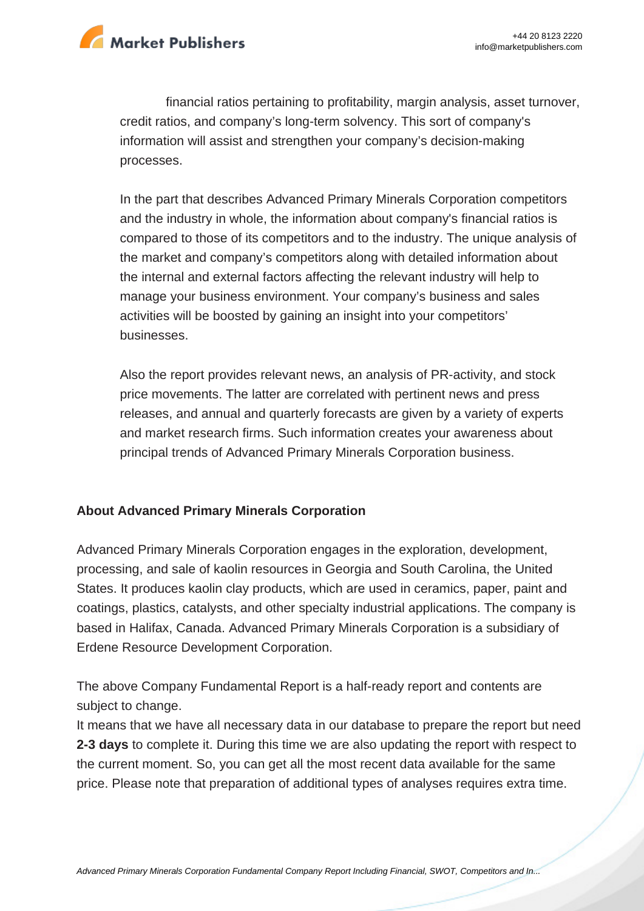financial ratios pertaining to profitability, margin analysis, asset turnover, credit ratios, and company's long-term solvency. This sort of company's information will assist and strengthen your company's decision-making processes.

In the part that describes Advanced Primary Minerals Corporation competitors and the industry in whole, the information about company's financial ratios is compared to those of its competitors and to the industry. The unique analysis of the market and company's competitors along with detailed information about the internal and external factors affecting the relevant industry will help to manage your business environment. Your company's business and sales activities will be boosted by gaining an insight into your competitors' businesses.

Also the report provides relevant news, an analysis of PR-activity, and stock price movements. The latter are correlated with pertinent news and press releases, and annual and quarterly forecasts are given by a variety of experts and market research firms. Such information creates your awareness about principal trends of Advanced Primary Minerals Corporation business.

## About Advanced Primary Minerals Corporation

Advanced Primary Minerals Corporation engages in the exploration, development, processing, and sale of kaolin resources in Georgia and South Carolina, the United States. It produces kaolin clay products, which are used in ceramics, paper, paint and coatings, plastics, catalysts, and other specialty industrial applications. The company is based in Halifax, Canada. Advanced Primary Minerals Corporation is a subsidiary of Erdene Resource Development Corporation.

The above Company Fundamental Report is a half-ready report and contents are subject to change.
It means that we have all necessary data in our database to prepare the report but need **2-3 days** to complete it. During this time we are also updating the report with respect to the current moment. So, you can get all the most recent data available for the same price. Please note that preparation of additional types of analyses requires extra time.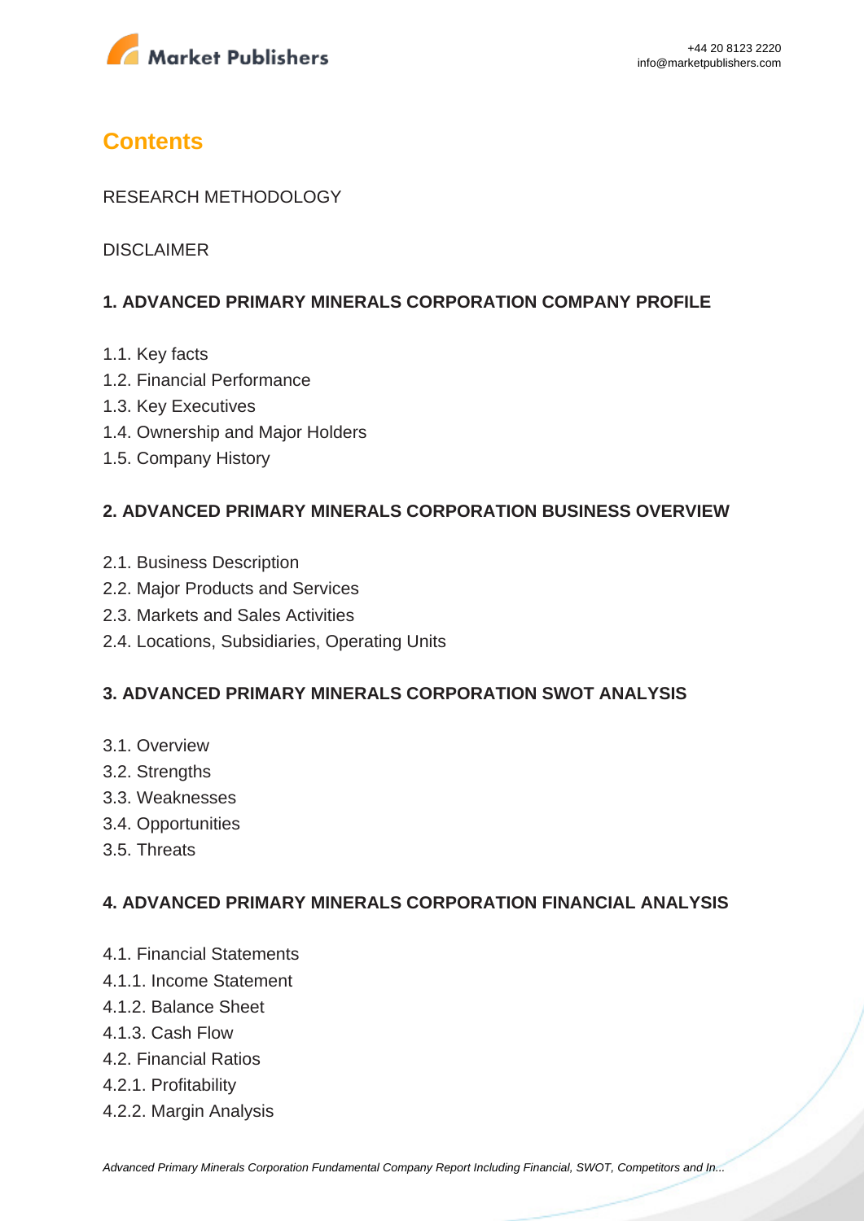# Contents

RESEARCH METHODOLOGY

DISCLAIMER

**1. ADVANCED PRIMARY MINERALS CORPORATION COMPANY PROFILE**

1.1. Key facts
1.2. Financial Performance
1.3. Key Executives
1.4. Ownership and Major Holders
1.5. Company History

**2. ADVANCED PRIMARY MINERALS CORPORATION BUSINESS OVERVIEW**

2.1. Business Description
2.2. Major Products and Services
2.3. Markets and Sales Activities
2.4. Locations, Subsidiaries, Operating Units

**3. ADVANCED PRIMARY MINERALS CORPORATION SWOT ANALYSIS**

3.1. Overview
3.2. Strengths
3.3. Weaknesses
3.4. Opportunities
3.5. Threats

**4. ADVANCED PRIMARY MINERALS CORPORATION FINANCIAL ANALYSIS**

4.1. Financial Statements
4.1.1. Income Statement
4.1.2. Balance Sheet
4.1.3. Cash Flow
4.2. Financial Ratios
4.2.1. Profitability
4.2.2. Margin Analysis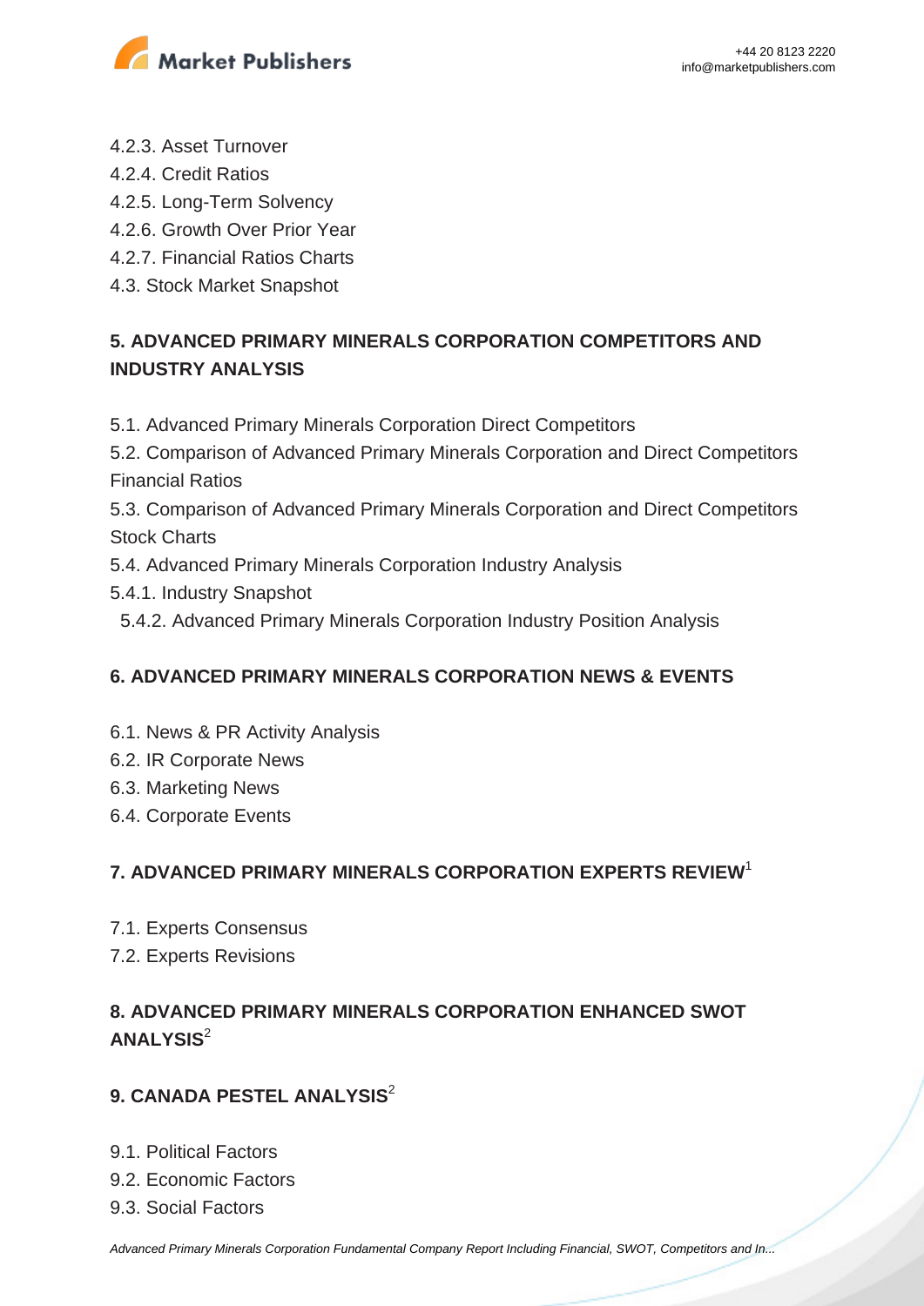4.2.3. Asset Turnover
4.2.4. Credit Ratios
4.2.5. Long-Term Solvency
4.2.6. Growth Over Prior Year
4.2.7. Financial Ratios Charts
4.3. Stock Market Snapshot

## 5. ADVANCED PRIMARY MINERALS CORPORATION COMPETITORS AND INDUSTRY ANALYSIS

5.1. Advanced Primary Minerals Corporation Direct Competitors
5.2. Comparison of Advanced Primary Minerals Corporation and Direct Competitors Financial Ratios
5.3. Comparison of Advanced Primary Minerals Corporation and Direct Competitors Stock Charts
5.4. Advanced Primary Minerals Corporation Industry Analysis
5.4.1. Industry Snapshot
5.4.2. Advanced Primary Minerals Corporation Industry Position Analysis

## 6. ADVANCED PRIMARY MINERALS CORPORATION NEWS & EVENTS

6.1. News & PR Activity Analysis
6.2. IR Corporate News
6.3. Marketing News
6.4. Corporate Events

## 7. ADVANCED PRIMARY MINERALS CORPORATION EXPERTS REVIEW[1]

7.1. Experts Consensus
7.2. Experts Revisions

## 8. ADVANCED PRIMARY MINERALS CORPORATION ENHANCED SWOT ANALYSIS[2]

## 9. CANADA PESTEL ANALYSIS[2]

9.1. Political Factors
9.2. Economic Factors
9.3. Social Factors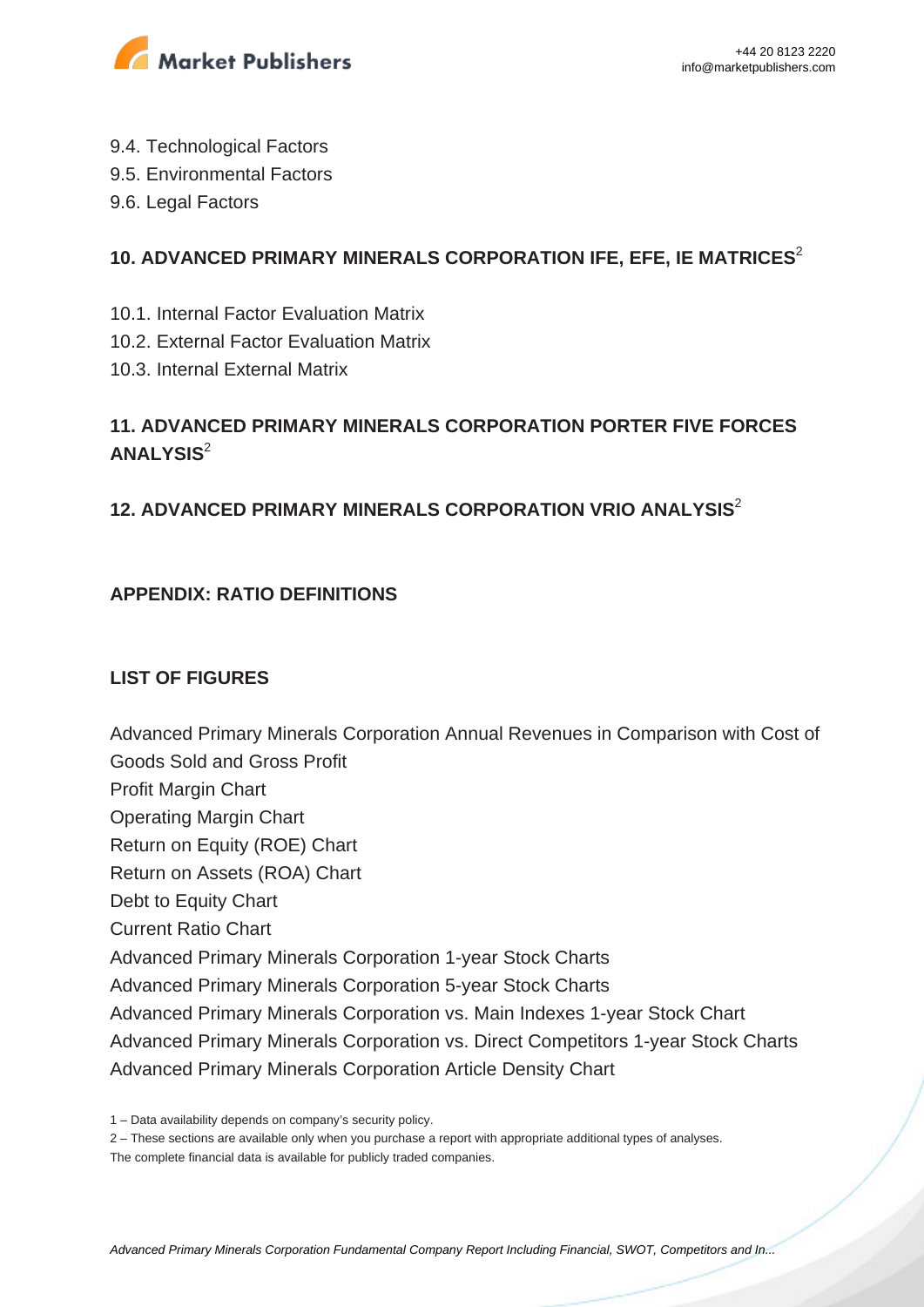9.4. Technological Factors
9.5. Environmental Factors
9.6. Legal Factors

## 10. ADVANCED PRIMARY MINERALS CORPORATION IFE, EFE, IE MATRICES[2]

10.1. Internal Factor Evaluation Matrix
10.2. External Factor Evaluation Matrix
10.3. Internal External Matrix

## 11. ADVANCED PRIMARY MINERALS CORPORATION PORTER FIVE FORCES ANALYSIS[2]

## 12. ADVANCED PRIMARY MINERALS CORPORATION VRIO ANALYSIS[2]

## APPENDIX: RATIO DEFINITIONS

## LIST OF FIGURES

Advanced Primary Minerals Corporation Annual Revenues in Comparison with Cost of Goods Sold and Gross Profit
Profit Margin Chart
Operating Margin Chart
Return on Equity (ROE) Chart
Return on Assets (ROA) Chart
Debt to Equity Chart
Current Ratio Chart
Advanced Primary Minerals Corporation 1-year Stock Charts
Advanced Primary Minerals Corporation 5-year Stock Charts
Advanced Primary Minerals Corporation vs. Main Indexes 1-year Stock Chart
Advanced Primary Minerals Corporation vs. Direct Competitors 1-year Stock Charts
Advanced Primary Minerals Corporation Article Density Chart

1 – Data availability depends on company's security policy.
2 – These sections are available only when you purchase a report with appropriate additional types of analyses.
The complete financial data is available for publicly traded companies.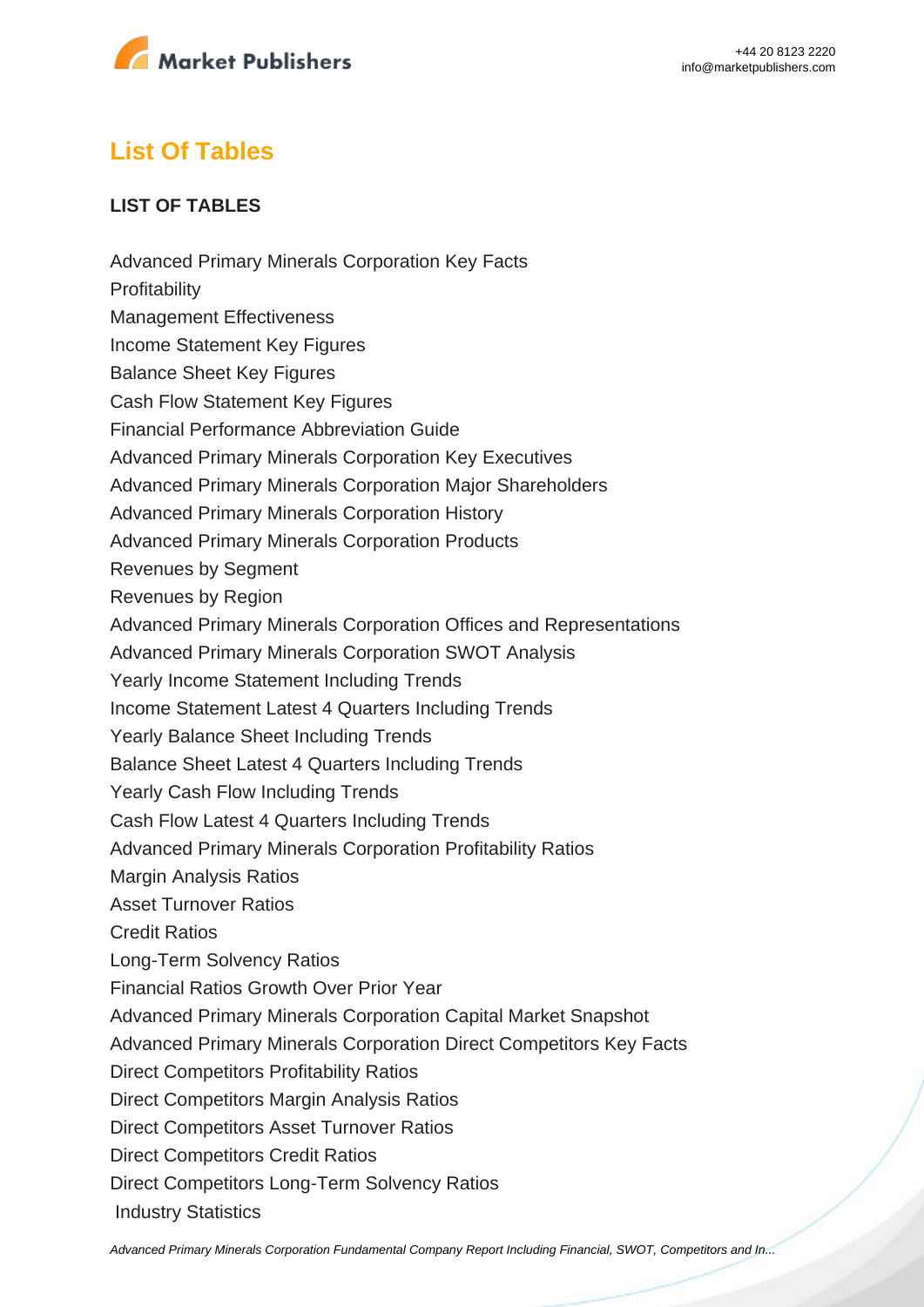## List Of Tables

**LIST OF TABLES**

Advanced Primary Minerals Corporation Key Facts
Profitability
Management Effectiveness
Income Statement Key Figures
Balance Sheet Key Figures
Cash Flow Statement Key Figures
Financial Performance Abbreviation Guide
Advanced Primary Minerals Corporation Key Executives
Advanced Primary Minerals Corporation Major Shareholders
Advanced Primary Minerals Corporation History
Advanced Primary Minerals Corporation Products
Revenues by Segment
Revenues by Region
Advanced Primary Minerals Corporation Offices and Representations
Advanced Primary Minerals Corporation SWOT Analysis
Yearly Income Statement Including Trends
Income Statement Latest 4 Quarters Including Trends
Yearly Balance Sheet Including Trends
Balance Sheet Latest 4 Quarters Including Trends
Yearly Cash Flow Including Trends
Cash Flow Latest 4 Quarters Including Trends
Advanced Primary Minerals Corporation Profitability Ratios
Margin Analysis Ratios
Asset Turnover Ratios
Credit Ratios
Long-Term Solvency Ratios
Financial Ratios Growth Over Prior Year
Advanced Primary Minerals Corporation Capital Market Snapshot
Advanced Primary Minerals Corporation Direct Competitors Key Facts
Direct Competitors Profitability Ratios
Direct Competitors Margin Analysis Ratios
Direct Competitors Asset Turnover Ratios
Direct Competitors Credit Ratios
Direct Competitors Long-Term Solvency Ratios
Industry Statistics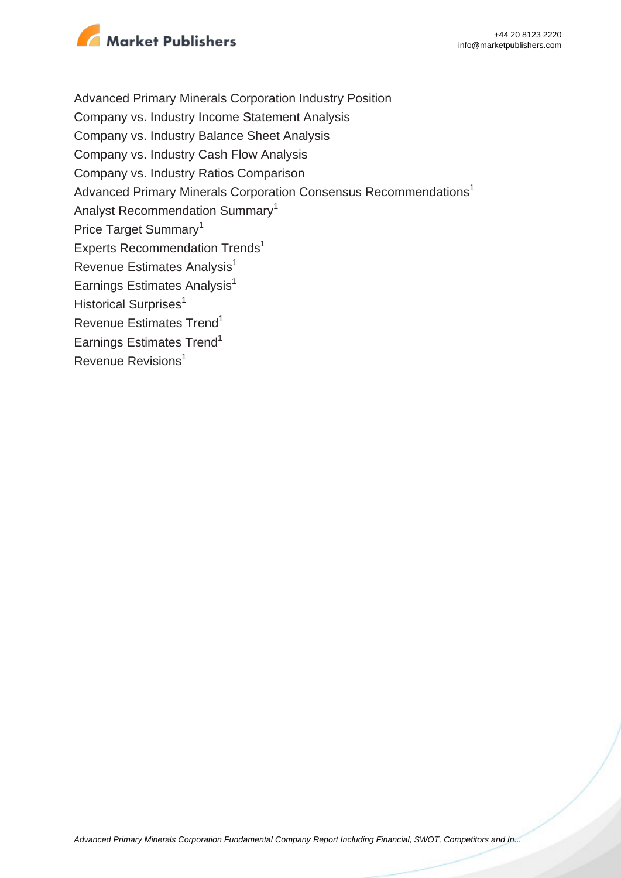Advanced Primary Minerals Corporation Industry Position

Company vs. Industry Income Statement Analysis

Company vs. Industry Balance Sheet Analysis

Company vs. Industry Cash Flow Analysis

Company vs. Industry Ratios Comparison

Advanced Primary Minerals Corporation Consensus Recommendations[1]

Analyst Recommendation Summary[1]

Price Target Summary[1]

Experts Recommendation Trends[1]

Revenue Estimates Analysis[1]

Earnings Estimates Analysis[1]

Historical Surprises[1]

Revenue Estimates Trend[1]

Earnings Estimates Trend[1]

Revenue Revisions[1]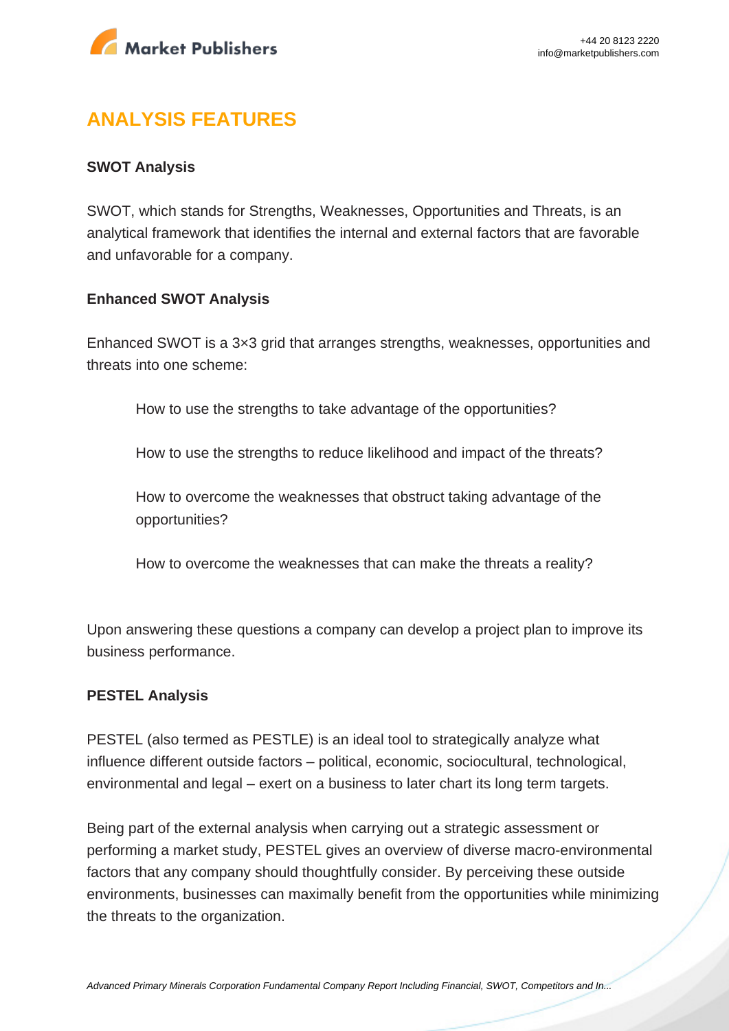## ANALYSIS FEATURES

**SWOT Analysis**

SWOT, which stands for Strengths, Weaknesses, Opportunities and Threats, is an analytical framework that identifies the internal and external factors that are favorable and unfavorable for a company.

**Enhanced SWOT Analysis**

Enhanced SWOT is a 3×3 grid that arranges strengths, weaknesses, opportunities and threats into one scheme:

How to use the strengths to take advantage of the opportunities?

How to use the strengths to reduce likelihood and impact of the threats?

How to overcome the weaknesses that obstruct taking advantage of the opportunities?

How to overcome the weaknesses that can make the threats a reality?

Upon answering these questions a company can develop a project plan to improve its business performance.

**PESTEL Analysis**

PESTEL (also termed as PESTLE) is an ideal tool to strategically analyze what influence different outside factors – political, economic, sociocultural, technological, environmental and legal – exert on a business to later chart its long term targets.

Being part of the external analysis when carrying out a strategic assessment or performing a market study, PESTEL gives an overview of diverse macro-environmental factors that any company should thoughtfully consider. By perceiving these outside environments, businesses can maximally benefit from the opportunities while minimizing the threats to the organization.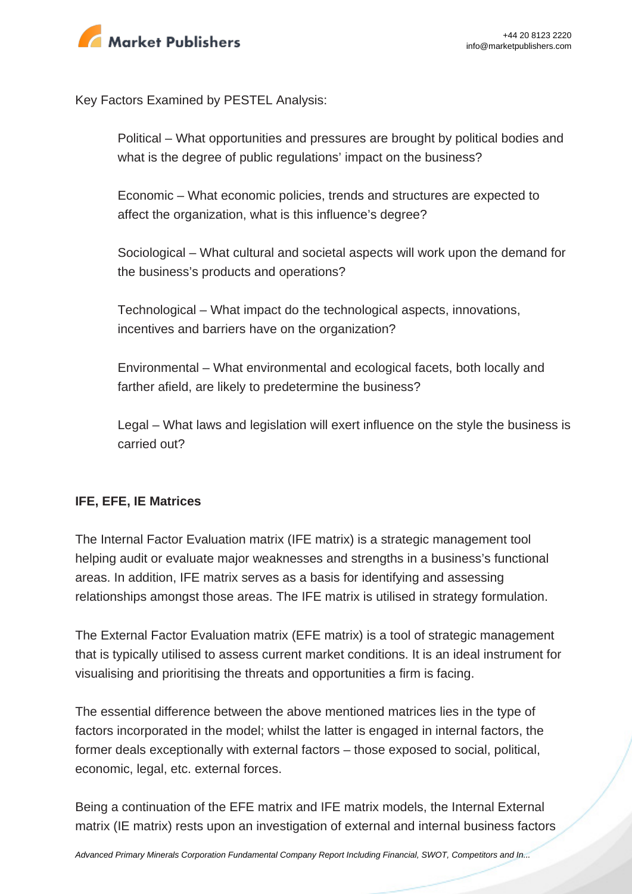Key Factors Examined by PESTEL Analysis:

Political – What opportunities and pressures are brought by political bodies and what is the degree of public regulations' impact on the business?

Economic – What economic policies, trends and structures are expected to affect the organization, what is this influence's degree?

Sociological – What cultural and societal aspects will work upon the demand for the business's products and operations?

Technological – What impact do the technological aspects, innovations, incentives and barriers have on the organization?

Environmental – What environmental and ecological facets, both locally and farther afield, are likely to predetermine the business?

Legal – What laws and legislation will exert influence on the style the business is carried out?

**IFE, EFE, IE Matrices**

The Internal Factor Evaluation matrix (IFE matrix) is a strategic management tool helping audit or evaluate major weaknesses and strengths in a business's functional areas. In addition, IFE matrix serves as a basis for identifying and assessing relationships amongst those areas. The IFE matrix is utilised in strategy formulation.

The External Factor Evaluation matrix (EFE matrix) is a tool of strategic management that is typically utilised to assess current market conditions. It is an ideal instrument for visualising and prioritising the threats and opportunities a firm is facing.

The essential difference between the above mentioned matrices lies in the type of factors incorporated in the model; whilst the latter is engaged in internal factors, the former deals exceptionally with external factors – those exposed to social, political, economic, legal, etc. external forces.

Being a continuation of the EFE matrix and IFE matrix models, the Internal External matrix (IE matrix) rests upon an investigation of external and internal business factors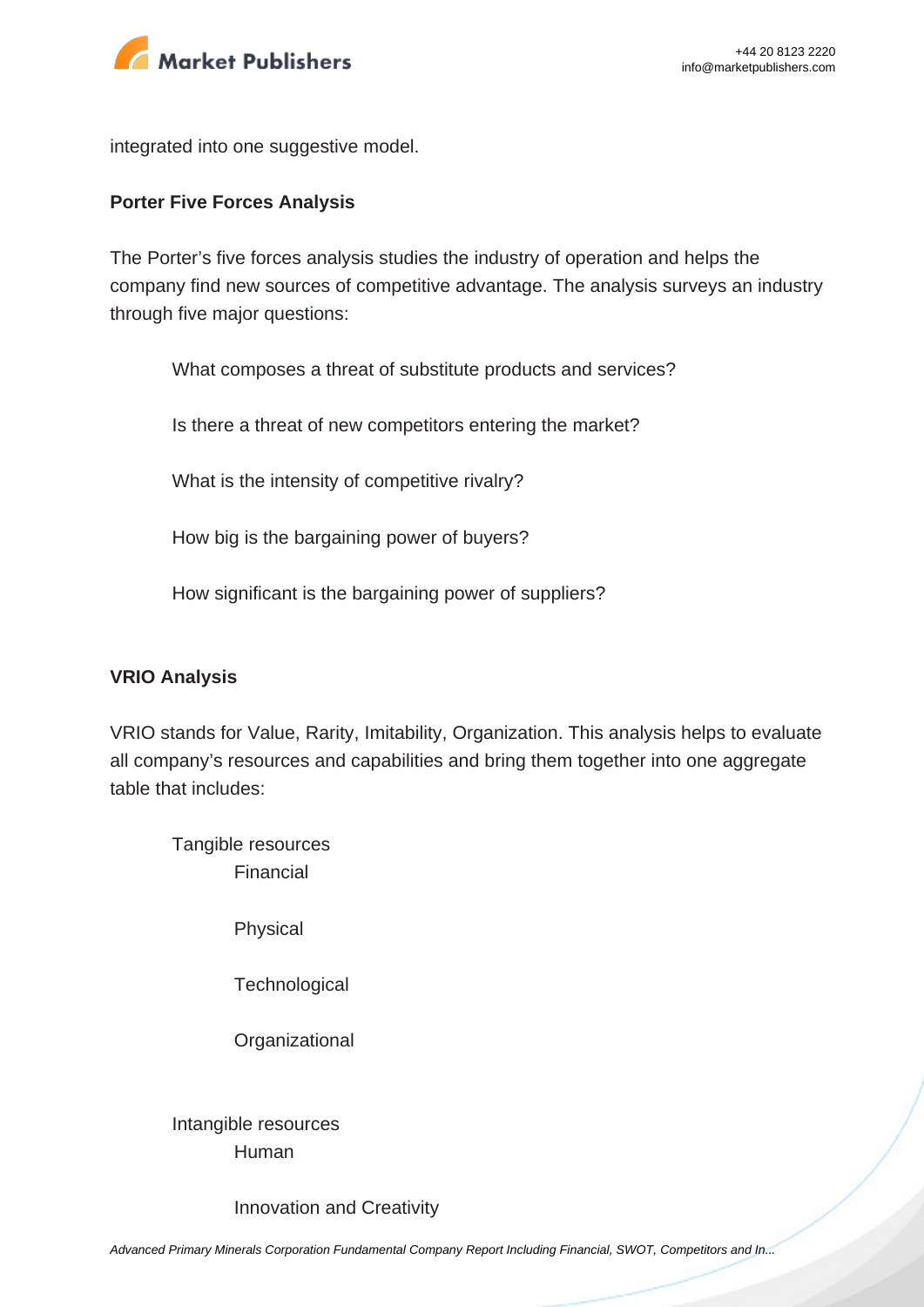integrated into one suggestive model.

**Porter Five Forces Analysis**

The Porter's five forces analysis studies the industry of operation and helps the company find new sources of competitive advantage. The analysis surveys an industry through five major questions:

- What composes a threat of substitute products and services?
- Is there a threat of new competitors entering the market?
- What is the intensity of competitive rivalry?
- How big is the bargaining power of buyers?
- How significant is the bargaining power of suppliers?

**VRIO Analysis**

VRIO stands for Value, Rarity, Imitability, Organization. This analysis helps to evaluate all company's resources and capabilities and bring them together into one aggregate table that includes:

- Tangible resources
  - Financial
  - Physical
  - Technological
  - Organizational
- Intangible resources
  - Human
  - Innovation and Creativity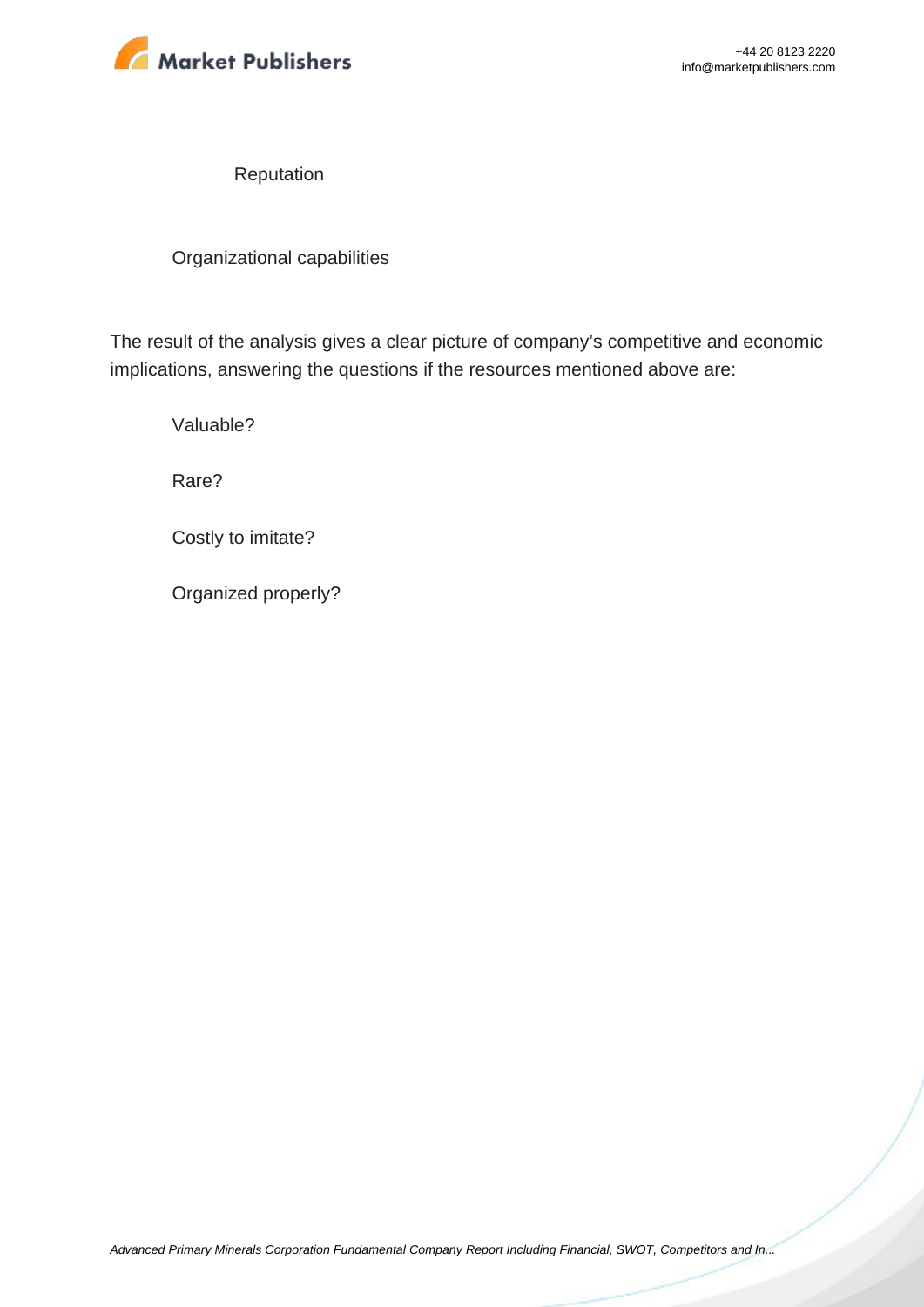- Reputation
- Organizational capabilities

The result of the analysis gives a clear picture of company's competitive and economic implications, answering the questions if the resources mentioned above are:

- Valuable?
- Rare?
- Costly to imitate?
- Organized properly?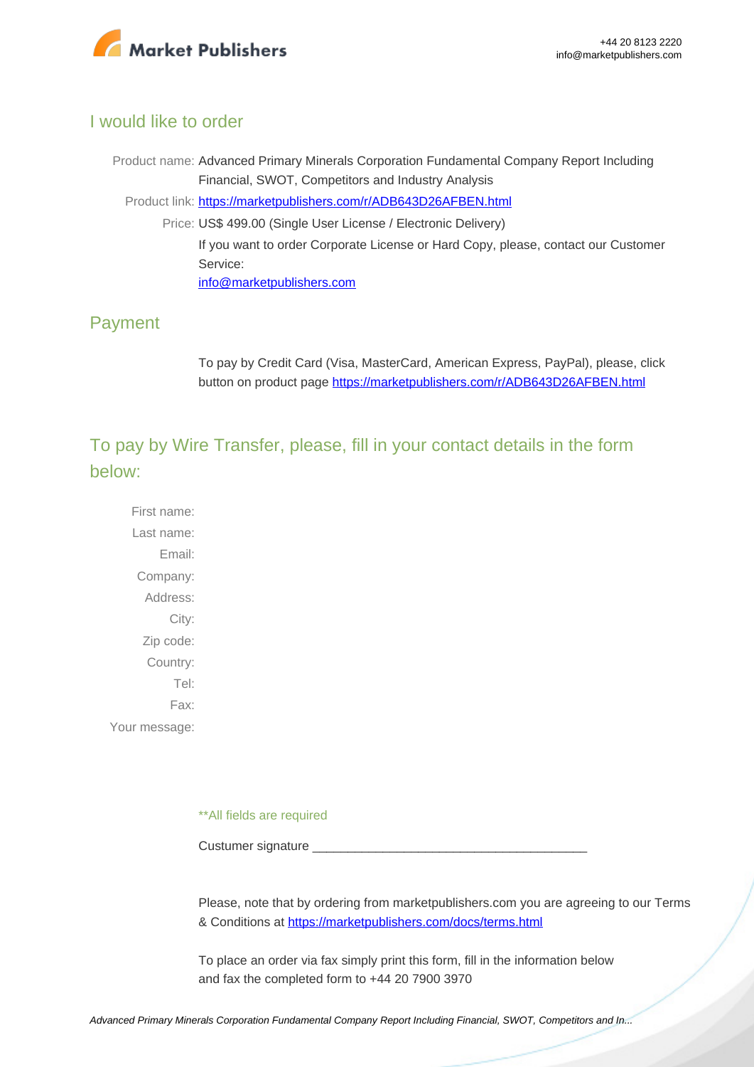## I would like to order

Product name: Advanced Primary Minerals Corporation Fundamental Company Report Including Financial, SWOT, Competitors and Industry Analysis

Product link: [https://marketpublishers.com/r/ADB643D26AFBEN.html](https://marketpublishers.com/r/ADB643D26AFBEN.html)

Price: US$ 499.00 (Single User License / Electronic Delivery)

If you want to order Corporate License or Hard Copy, please, contact our Customer Service:

[info@marketpublishers.com](mailto:info@marketpublishers.com)

## Payment

To pay by Credit Card (Visa, MasterCard, American Express, PayPal), please, click button on product page [https://marketpublishers.com/r/ADB643D26AFBEN.html](https://marketpublishers.com/r/ADB643D26AFBEN.html)

## To pay by Wire Transfer, please, fill in your contact details in the form below:

First name:

Last name:

Email:

Company:

Address:

City:

Zip code:

Country:

Tel:

Fax:

Your message:

**All fields are required

Custumer signature _______________________________________

Please, note that by ordering from marketpublishers.com you are agreeing to our Terms & Conditions at [https://marketpublishers.com/docs/terms.html](https://marketpublishers.com/docs/terms.html)

To place an order via fax simply print this form, fill in the information below and fax the completed form to +44 20 7900 3970